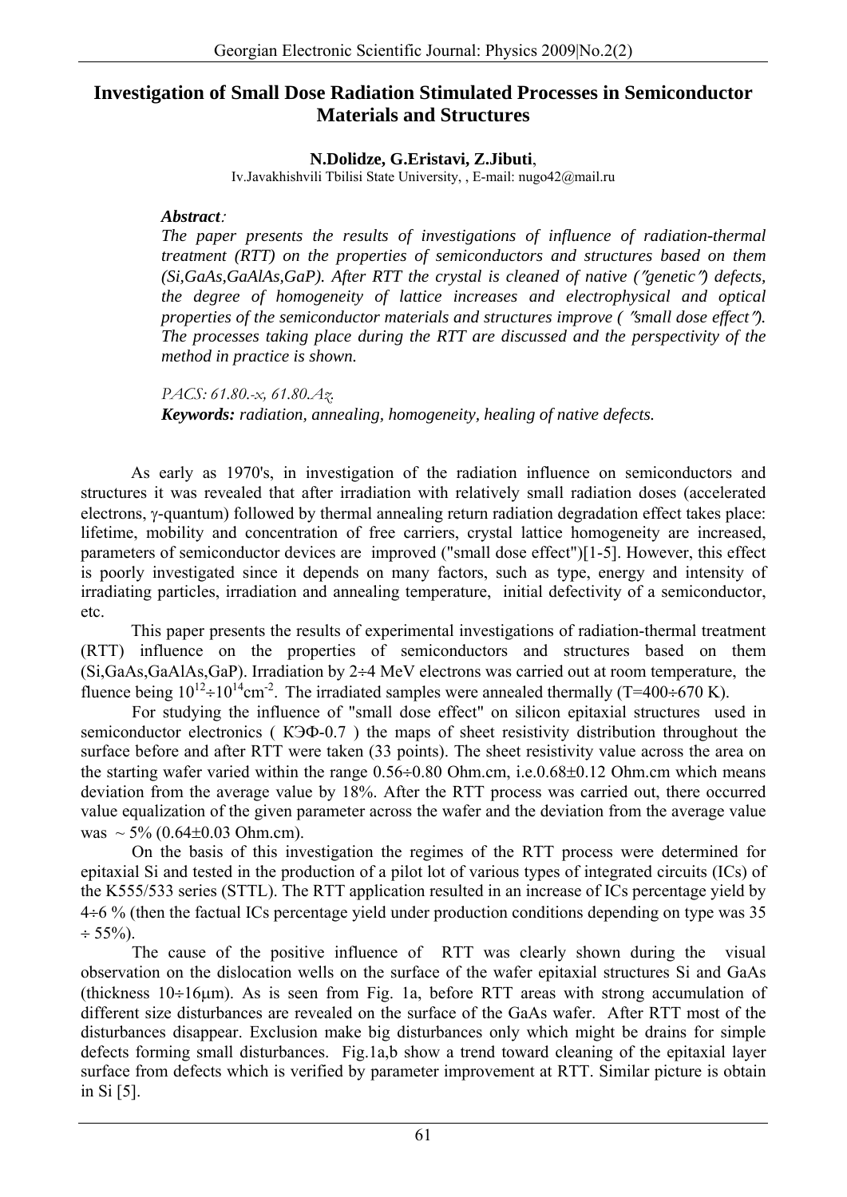# Investigation of Small Dose Radiation Stimulated Processes in Semiconductor Materials and Structures

**N.Dolidze, G.Eristavi, Z.Jibuti**,

Iv.Javakhishvili Tbilisi State University, , E-mail: nugo42@mail.ru

***Abstract**:*

*The paper presents the results of investigations of influence of radiation-thermal treatment (RTT) on the properties of semiconductors and structures based on them (Si,GaAs,GaAlAs,GaP). After RTT the crystal is cleaned of native (″genetic″) defects, the degree of homogeneity of lattice increases and electrophysical and optical properties of the semiconductor materials and structures improve ( ″small dose effect″). The processes taking place during the RTT are discussed and the perspectivity of the method in practice is shown.*

*PACS: 61.80.-x, 61.80.Az.*

***Keywords:** radiation, annealing, homogeneity, healing of native defects.*

As early as 1970's, in investigation of the radiation influence on semiconductors and structures it was revealed that after irradiation with relatively small radiation doses (accelerated electrons, γ-quantum) followed by thermal annealing return radiation degradation effect takes place: lifetime, mobility and concentration of free carriers, crystal lattice homogeneity are increased, parameters of semiconductor devices are improved ("small dose effect")[1-5]. However, this effect is poorly investigated since it depends on many factors, such as type, energy and intensity of irradiating particles, irradiation and annealing temperature, initial defectivity of a semiconductor, etc.

This paper presents the results of experimental investigations of radiation-thermal treatment (RTT) influence on the properties of semiconductors and structures based on them (Si,GaAs,GaAlAs,GaP). Irradiation by $2\div4$ MeV electrons was carried out at room temperature, the fluence being $10^{12}\div10^{14}$cm$^{-2}$. The irradiated samples were annealed thermally (T=$400\div670$ K).

For studying the influence of "small dose effect" on silicon epitaxial structures used in semiconductor electronics ( КЭФ-0.7 ) the maps of sheet resistivity distribution throughout the surface before and after RTT were taken (33 points). The sheet resistivity value across the area on the starting wafer varied within the range $0.56\div0.80$ Ohm.cm, i.e.$0.68\pm0.12$ Ohm.cm which means deviation from the average value by 18%. After the RTT process was carried out, there occurred value equalization of the given parameter across the wafer and the deviation from the average value was $\sim 5\%$ ($0.64\pm0.03$ Ohm.cm).

On the basis of this investigation the regimes of the RTT process were determined for epitaxial Si and tested in the production of a pilot lot of various types of integrated circuits (ICs) of the K555/533 series (STTL). The RTT application resulted in an increase of ICs percentage yield by $4\div6$ % (then the factual ICs percentage yield under production conditions depending on type was $35\div55\%$).

The cause of the positive influence of RTT was clearly shown during the visual observation on the dislocation wells on the surface of the wafer epitaxial structures Si and GaAs (thickness $10\div16$μm). As is seen from Fig. 1a, before RTT areas with strong accumulation of different size disturbances are revealed on the surface of the GaAs wafer. After RTT most of the disturbances disappear. Exclusion make big disturbances only which might be drains for simple defects forming small disturbances. Fig.1a,b show a trend toward cleaning of the epitaxial layer surface from defects which is verified by parameter improvement at RTT. Similar picture is obtain in Si [5].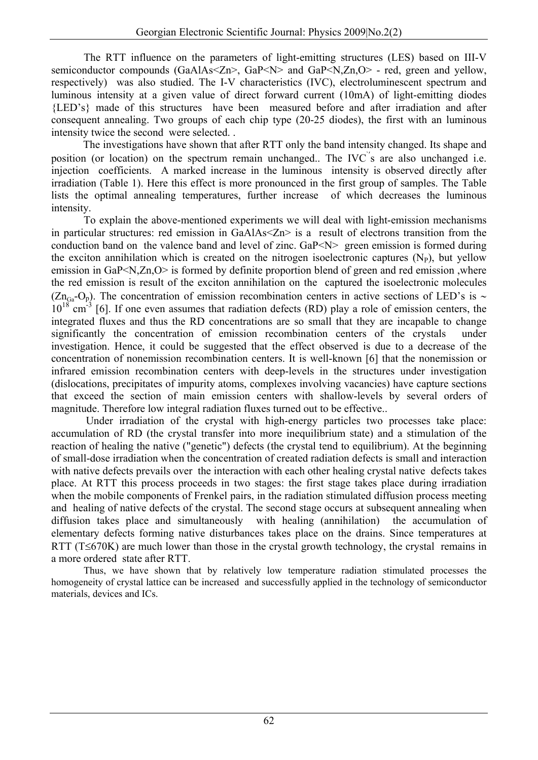The RTT influence on the parameters of light-emitting structures (LES) based on III-V semiconductor compounds (GaAlAs<Zn>, GaP<N> and GaP<N,Zn,O> - red, green and yellow, respectively) was also studied. The I-V characteristics (IVC), electroluminescent spectrum and luminous intensity at a given value of direct forward current (10mA) of light-emitting diodes {LED's} made of this structures have been measured before and after irradiation and after consequent annealing. Two groups of each chip type (20-25 diodes), the first with an luminous intensity twice the second were selected. .

The investigations have shown that after RTT only the band intensity changed. Its shape and position (or location) on the spectrum remain unchanged.. The IVC''s are also unchanged i.e. injection coefficients. A marked increase in the luminous intensity is observed directly after irradiation (Table 1). Here this effect is more pronounced in the first group of samples. The Table lists the optimal annealing temperatures, further increase of which decreases the luminous intensity.

To explain the above-mentioned experiments we will deal with light-emission mechanisms in particular structures: red emission in GaAlAs<Zn> is a result of electrons transition from the conduction band on the valence band and level of zinc. GaP<N> green emission is formed during the exciton annihilation which is created on the nitrogen isoelectronic captures ($N_P$), but yellow emission in GaP<N,Zn,O> is formed by definite proportion blend of green and red emission ,where the red emission is result of the exciton annihilation on the captured the isoelectronic molecules ($Zn_{Ga}$-$O_P$). The concentration of emission recombination centers in active sections of LED's is ~ $10^{18}$ $cm^{-3}$ [6]. If one even assumes that radiation defects (RD) play a role of emission centers, the integrated fluxes and thus the RD concentrations are so small that they are incapable to change significantly the concentration of emission recombination centers of the crystals under investigation. Hence, it could be suggested that the effect observed is due to a decrease of the concentration of nonemission recombination centers. It is well-known [6] that the nonemission or infrared emission recombination centers with deep-levels in the structures under investigation (dislocations, precipitates of impurity atoms, complexes involving vacancies) have capture sections that exceed the section of main emission centers with shallow-levels by several orders of magnitude. Therefore low integral radiation fluxes turned out to be effective..

Under irradiation of the crystal with high-energy particles two processes take place: accumulation of RD (the crystal transfer into more inequilibrium state) and a stimulation of the reaction of healing the native ("genetic") defects (the crystal tend to equilibrium). At the beginning of small-dose irradiation when the concentration of created radiation defects is small and interaction with native defects prevails over the interaction with each other healing crystal native defects takes place. At RTT this process proceeds in two stages: the first stage takes place during irradiation when the mobile components of Frenkel pairs, in the radiation stimulated diffusion process meeting and healing of native defects of the crystal. The second stage occurs at subsequent annealing when diffusion takes place and simultaneously with healing (annihilation) the accumulation of elementary defects forming native disturbances takes place on the drains. Since temperatures at RTT ($T \leq 670K$) are much lower than those in the crystal growth technology, the crystal remains in a more ordered state after RTT.

Thus, we have shown that by relatively low temperature radiation stimulated processes the homogeneity of crystal lattice can be increased and successfully applied in the technology of semiconductor materials, devices and ICs.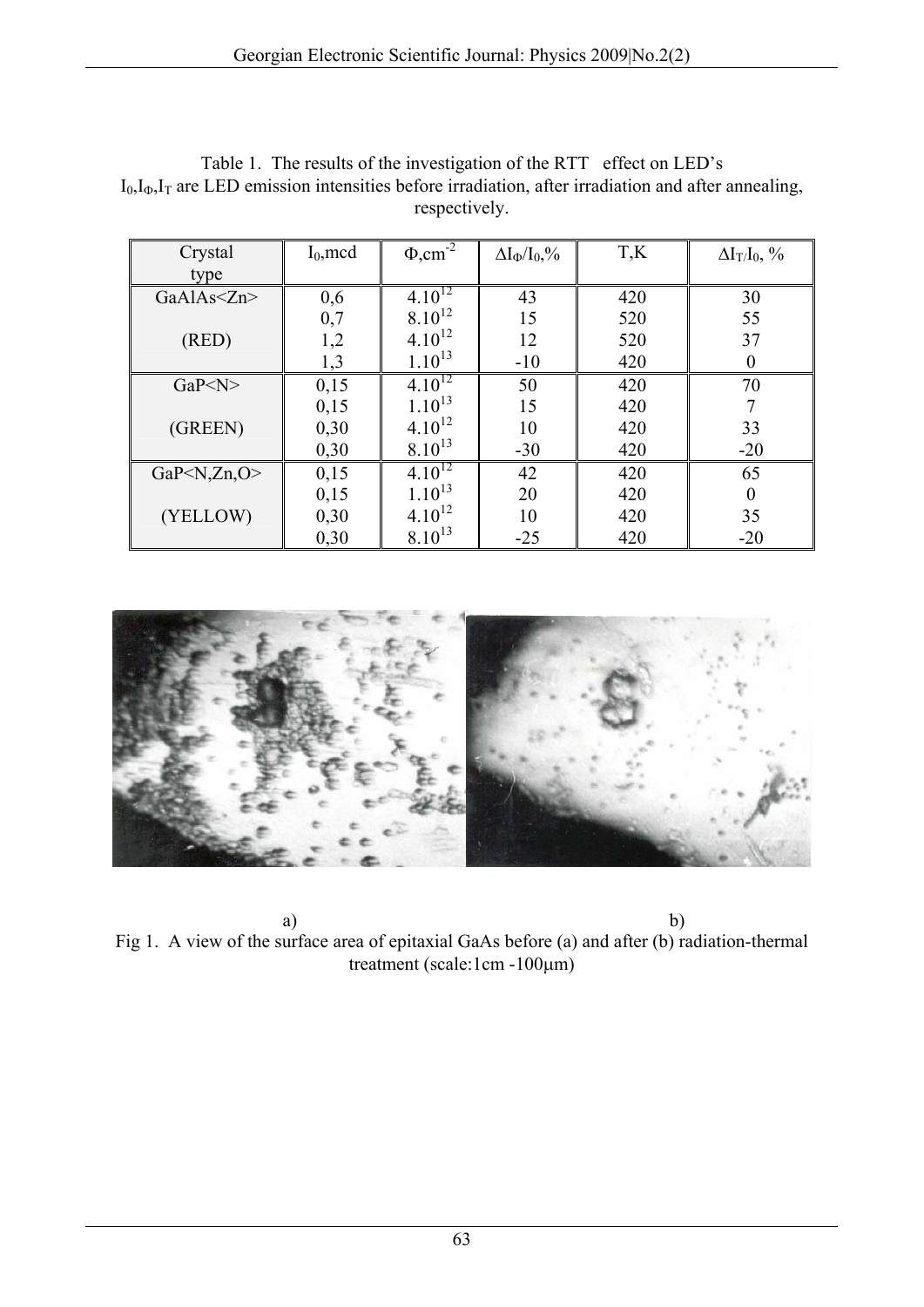Table 1. The results of the investigation of the RTT effect on LED's $I_0$,$I_\Phi$,$I_T$ are LED emission intensities before irradiation, after irradiation and after annealing, respectively.

| Crystal type | $I_0$,mcd | $\Phi$,cm$^{-2}$ | $\Delta I_\Phi/I_0$,% | T,K | $\Delta I_T/I_0$, % |
|---|---|---|---|---|---|
| GaAlAs<Zn> | 0,6 | $4.10^{12}$ | 43 | 420 | 30 |
| | 0,7 | $8.10^{12}$ | 15 | 520 | 55 |
| (RED) | 1,2 | $4.10^{12}$ | 12 | 520 | 37 |
| | 1,3 | $1.10^{13}$ | -10 | 420 | 0 |
| GaP<N> | 0,15 | $4.10^{12}$ | 50 | 420 | 70 |
| | 0,15 | $1.10^{13}$ | 15 | 420 | 7 |
| (GREEN) | 0,30 | $4.10^{12}$ | 10 | 420 | 33 |
| | 0,30 | $8.10^{13}$ | -30 | 420 | -20 |
| GaP<N,Zn,O> | 0,15 | $4.10^{12}$ | 42 | 420 | 65 |
| | 0,15 | $1.10^{13}$ | 20 | 420 | 0 |
| (YELLOW) | 0,30 | $4.10^{12}$ | 10 | 420 | 35 |
| | 0,30 | $8.10^{13}$ | -25 | 420 | -20 |

a) b)

Fig 1. A view of the surface area of epitaxial GaAs before (a) and after (b) radiation-thermal treatment (scale:1cm -100μm)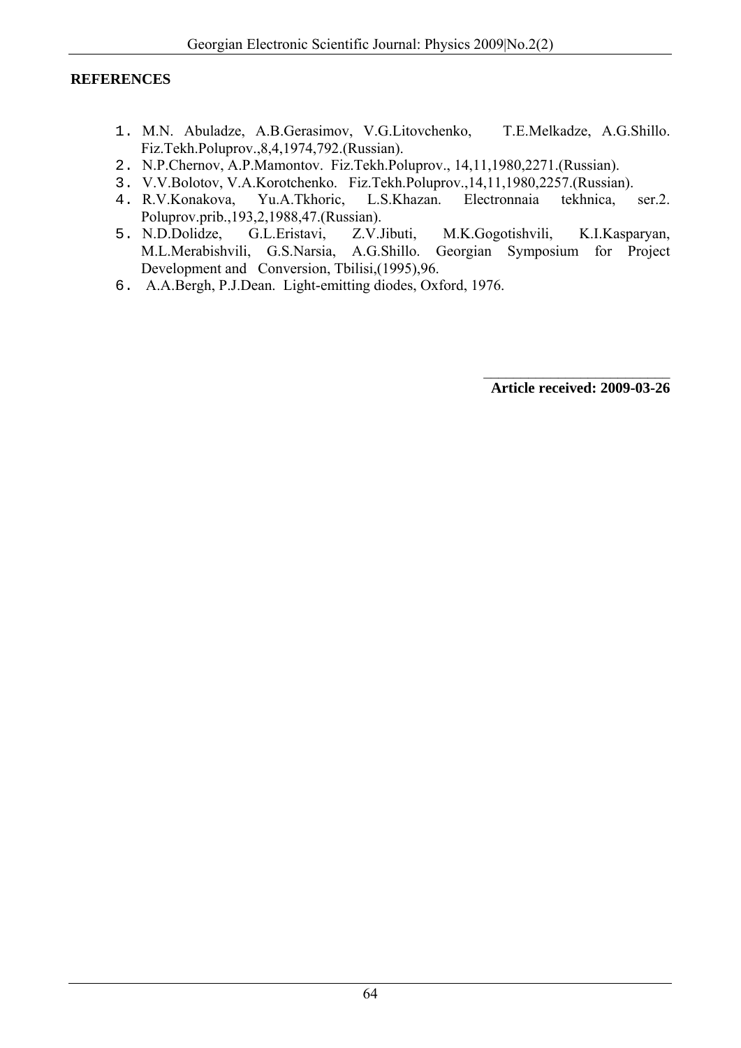**REFERENCES**

1. M.N. Abuladze, A.B.Gerasimov, V.G.Litovchenko, T.E.Melkadze, A.G.Shillo. Fiz.Tekh.Poluprov.,8,4,1974,792.(Russian).
2. N.P.Chernov, A.P.Mamontov. Fiz.Tekh.Poluprov., 14,11,1980,2271.(Russian).
3. V.V.Bolotov, V.A.Korotchenko. Fiz.Tekh.Poluprov.,14,11,1980,2257.(Russian).
4. R.V.Konakova, Yu.A.Tkhoric, L.S.Khazan. Electronnaia tekhnica, ser.2. Poluprov.prib.,193,2,1988,47.(Russian).
5. N.D.Dolidze, G.L.Eristavi, Z.V.Jibuti, M.K.Gogotishvili, K.I.Kasparyan, M.L.Merabishvili, G.S.Narsia, A.G.Shillo. Georgian Symposium for Project Development and Conversion, Tbilisi,(1995),96.
6. A.A.Bergh, P.J.Dean. Light-emitting diodes, Oxford, 1976.

**Article received: 2009-03-26**